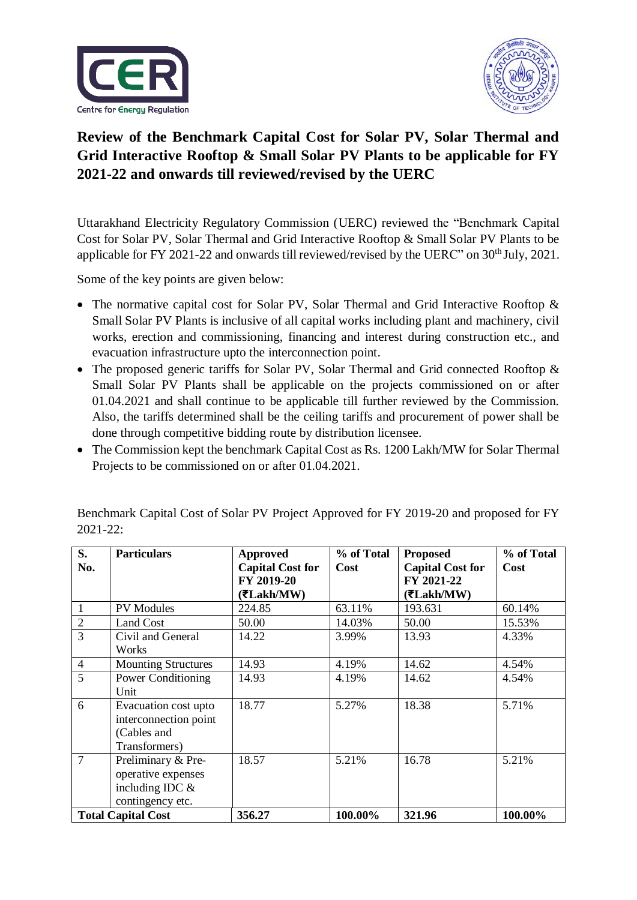# Review of the Benchmark Capital Cost for Solar PV, Solar Thermal and Grid Interactive Rooftop & Small Solar PV Plants to be applicable for FY 2021-22 and onwards till reviewed/revised by the UERC

Uttarakhand Electricity Regulatory Commission (UERC) reviewed the "Benchmark Capital Cost for Solar PV, Solar Thermal and Grid Interactive Rooftop & Small Solar PV Plants to be applicable for FY 2021-22 and onwards till reviewed/revised by the UERC" on 30th July, 2021.

Some of the key points are given below:

- The normative capital cost for Solar PV, Solar Thermal and Grid Interactive Rooftop & Small Solar PV Plants is inclusive of all capital works including plant and machinery, civil works, erection and commissioning, financing and interest during construction etc., and evacuation infrastructure upto the interconnection point.
- The proposed generic tariffs for Solar PV, Solar Thermal and Grid connected Rooftop & Small Solar PV Plants shall be applicable on the projects commissioned on or after 01.04.2021 and shall continue to be applicable till further reviewed by the Commission. Also, the tariffs determined shall be the ceiling tariffs and procurement of power shall be done through competitive bidding route by distribution licensee.
- The Commission kept the benchmark Capital Cost as Rs. 1200 Lakh/MW for Solar Thermal Projects to be commissioned on or after 01.04.2021.

Benchmark Capital Cost of Solar PV Project Approved for FY 2019-20 and proposed for FY 2021-22:

| S. No. | Particulars | Approved Capital Cost for FY 2019-20 (₹Lakh/MW) | % of Total Cost | Proposed Capital Cost for FY 2021-22 (₹Lakh/MW) | % of Total Cost |
|---|---|---|---|---|---|
| 1 | PV Modules | 224.85 | 63.11% | 193.631 | 60.14% |
| 2 | Land Cost | 50.00 | 14.03% | 50.00 | 15.53% |
| 3 | Civil and General Works | 14.22 | 3.99% | 13.93 | 4.33% |
| 4 | Mounting Structures | 14.93 | 4.19% | 14.62 | 4.54% |
| 5 | Power Conditioning Unit | 14.93 | 4.19% | 14.62 | 4.54% |
| 6 | Evacuation cost upto interconnection point (Cables and Transformers) | 18.77 | 5.27% | 18.38 | 5.71% |
| 7 | Preliminary & Pre-operative expenses including IDC & contingency etc. | 18.57 | 5.21% | 16.78 | 5.21% |
| **Total Capital Cost** | | **356.27** | **100.00%** | **321.96** | **100.00%** |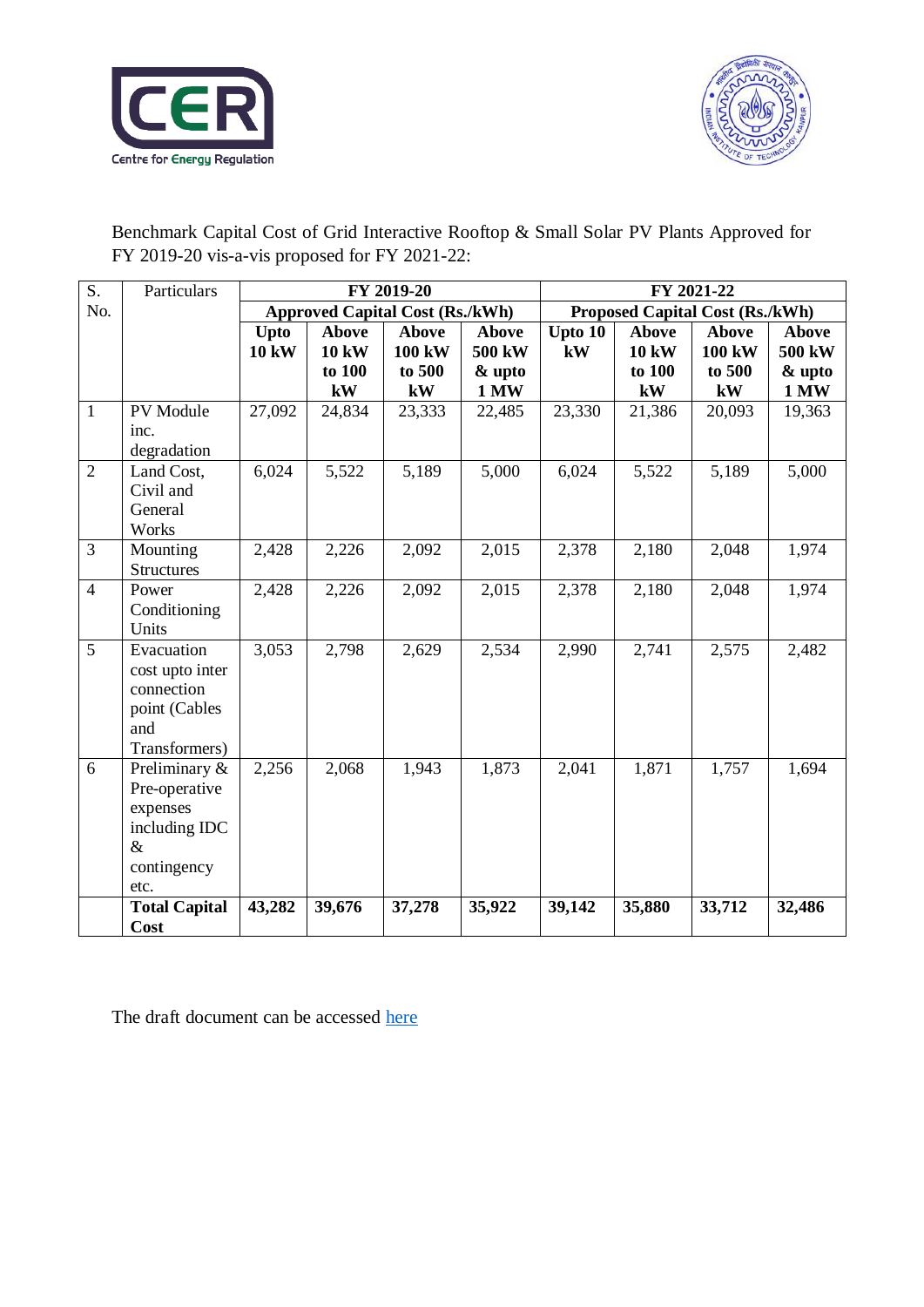Benchmark Capital Cost of Grid Interactive Rooftop & Small Solar PV Plants Approved for FY 2019-20 vis-a-vis proposed for FY 2021-22:

| S. No. | Particulars | FY 2019-20 | | | | FY 2021-22 | | | |
|---|---|---|---|---|---|---|---|---|---|
| | | Approved Capital Cost (Rs./kWh) | | | | Proposed Capital Cost (Rs./kWh) | | | |
| | | **Upto 10 kW** | **Above 10 kW to 100 kW** | **Above 100 kW to 500 kW** | **Above 500 kW & upto 1 MW** | **Upto 10 kW** | **Above 10 kW to 100 kW** | **Above 100 kW to 500 kW** | **Above 500 kW & upto 1 MW** |
| 1 | PV Module inc. degradation | 27,092 | 24,834 | 23,333 | 22,485 | 23,330 | 21,386 | 20,093 | 19,363 |
| 2 | Land Cost, Civil and General Works | 6,024 | 5,522 | 5,189 | 5,000 | 6,024 | 5,522 | 5,189 | 5,000 |
| 3 | Mounting Structures | 2,428 | 2,226 | 2,092 | 2,015 | 2,378 | 2,180 | 2,048 | 1,974 |
| 4 | Power Conditioning Units | 2,428 | 2,226 | 2,092 | 2,015 | 2,378 | 2,180 | 2,048 | 1,974 |
| 5 | Evacuation cost upto inter connection point (Cables and Transformers) | 3,053 | 2,798 | 2,629 | 2,534 | 2,990 | 2,741 | 2,575 | 2,482 |
| 6 | Preliminary & Pre-operative expenses including IDC & contingency etc. | 2,256 | 2,068 | 1,943 | 1,873 | 2,041 | 1,871 | 1,757 | 1,694 |
| | **Total Capital Cost** | **43,282** | **39,676** | **37,278** | **35,922** | **39,142** | **35,880** | **33,712** | **32,486** |

The draft document can be accessed here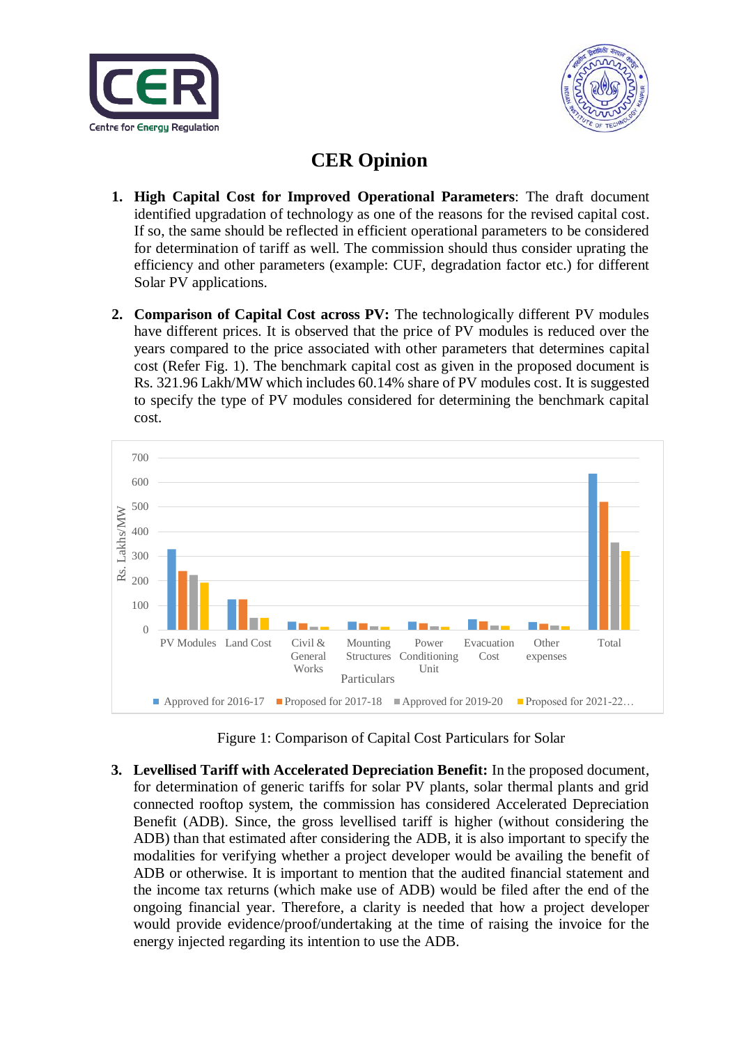# CER Opinion

1. **High Capital Cost for Improved Operational Parameters**: The draft document identified upgradation of technology as one of the reasons for the revised capital cost. If so, the same should be reflected in efficient operational parameters to be considered for determination of tariff as well. The commission should thus consider uprating the efficiency and other parameters (example: CUF, degradation factor etc.) for different Solar PV applications.

2. **Comparison of Capital Cost across PV:** The technologically different PV modules have different prices. It is observed that the price of PV modules is reduced over the years compared to the price associated with other parameters that determines capital cost (Refer Fig. 1). The benchmark capital cost as given in the proposed document is Rs. 321.96 Lakh/MW which includes 60.14% share of PV modules cost. It is suggested to specify the type of PV modules considered for determining the benchmark capital cost.

Figure 1: Comparison of Capital Cost Particulars for Solar

3. **Levellised Tariff with Accelerated Depreciation Benefit:** In the proposed document, for determination of generic tariffs for solar PV plants, solar thermal plants and grid connected rooftop system, the commission has considered Accelerated Depreciation Benefit (ADB). Since, the gross levellised tariff is higher (without considering the ADB) than that estimated after considering the ADB, it is also important to specify the modalities for verifying whether a project developer would be availing the benefit of ADB or otherwise. It is important to mention that the audited financial statement and the income tax returns (which make use of ADB) would be filed after the end of the ongoing financial year. Therefore, a clarity is needed that how a project developer would provide evidence/proof/undertaking at the time of raising the invoice for the energy injected regarding its intention to use the ADB.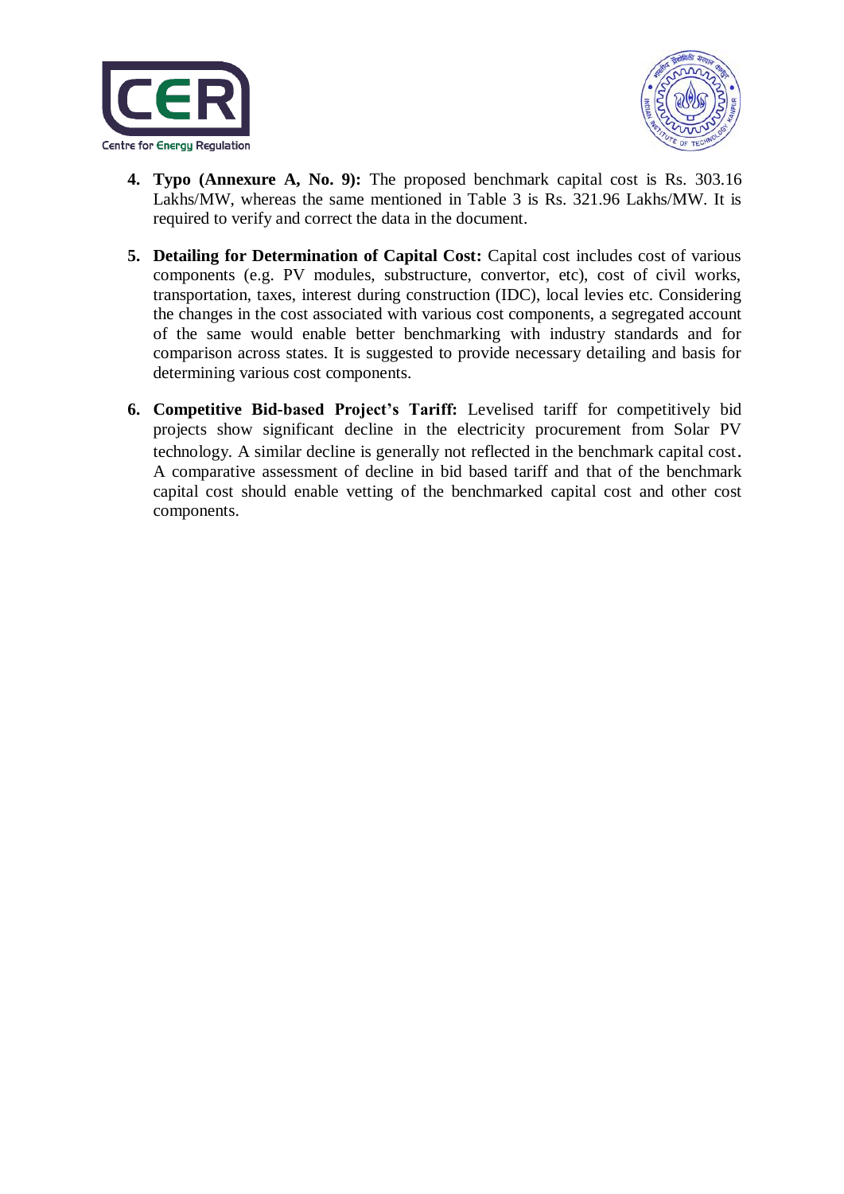4. **Typo (Annexure A, No. 9):** The proposed benchmark capital cost is Rs. 303.16 Lakhs/MW, whereas the same mentioned in Table 3 is Rs. 321.96 Lakhs/MW. It is required to verify and correct the data in the document.

5. **Detailing for Determination of Capital Cost:** Capital cost includes cost of various components (e.g. PV modules, substructure, convertor, etc), cost of civil works, transportation, taxes, interest during construction (IDC), local levies etc. Considering the changes in the cost associated with various cost components, a segregated account of the same would enable better benchmarking with industry standards and for comparison across states. It is suggested to provide necessary detailing and basis for determining various cost components.

6. **Competitive Bid-based Project's Tariff:** Levelised tariff for competitively bid projects show significant decline in the electricity procurement from Solar PV technology. A similar decline is generally not reflected in the benchmark capital cost. A comparative assessment of decline in bid based tariff and that of the benchmark capital cost should enable vetting of the benchmarked capital cost and other cost components.